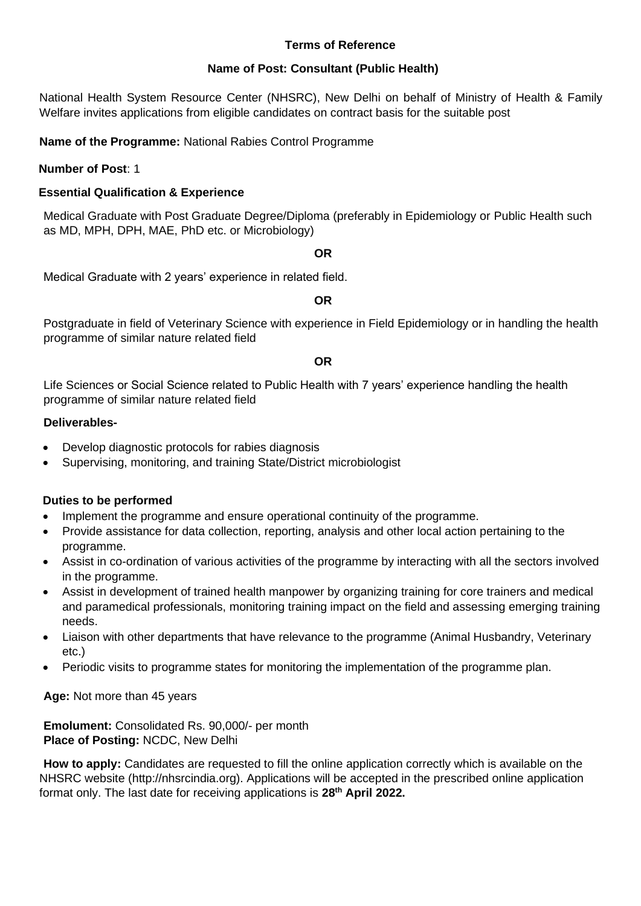## Terms of Reference

### Name of Post: Consultant (Public Health)

National Health System Resource Center (NHSRC), New Delhi on behalf of Ministry of Health & Family Welfare invites applications from eligible candidates on contract basis for the suitable post

**Name of the Programme:** National Rabies Control Programme

**Number of Post**: 1

**Essential Qualification & Experience**

Medical Graduate with Post Graduate Degree/Diploma (preferably in Epidemiology or Public Health such as MD, MPH, DPH, MAE, PhD etc. or Microbiology)

**OR**

Medical Graduate with 2 years' experience in related field.

**OR**

Postgraduate in field of Veterinary Science with experience in Field Epidemiology or in handling the health programme of similar nature related field

**OR**

Life Sciences or Social Science related to Public Health with 7 years' experience handling the health programme of similar nature related field

**Deliverables-**

- Develop diagnostic protocols for rabies diagnosis
- Supervising, monitoring, and training State/District microbiologist

**Duties to be performed**

- Implement the programme and ensure operational continuity of the programme.
- Provide assistance for data collection, reporting, analysis and other local action pertaining to the programme.
- Assist in co-ordination of various activities of the programme by interacting with all the sectors involved in the programme.
- Assist in development of trained health manpower by organizing training for core trainers and medical and paramedical professionals, monitoring training impact on the field and assessing emerging training needs.
- Liaison with other departments that have relevance to the programme (Animal Husbandry, Veterinary etc.)
- Periodic visits to programme states for monitoring the implementation of the programme plan.

**Age:** Not more than 45 years

**Emolument:** Consolidated Rs. 90,000/- per month
**Place of Posting:** NCDC, New Delhi

**How to apply:** Candidates are requested to fill the online application correctly which is available on the NHSRC website (http://nhsrcindia.org). Applications will be accepted in the prescribed online application format only. The last date for receiving applications is **28th April 2022.**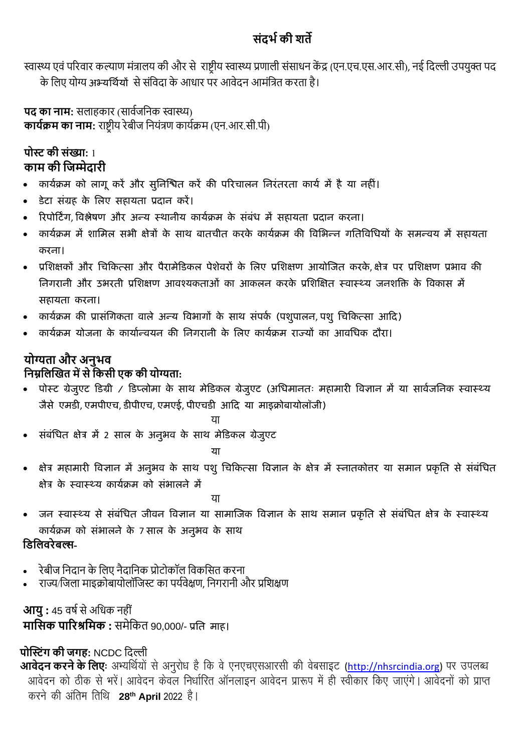# संदर्भ की शर्ते

स्वास्थ्य एवं परिवार कल्याण मंत्रालय की और से राष्ट्रीय स्वास्थ्य प्रणाली संसाधन केंद्र (एन.एच.एस.आर.सी), नई दिल्ली उपयुक्त पद के लिए योग्य अभ्यर्थियों से संविदा के आधार पर आवेदन आमंत्रित करता है।

**पद का नाम:** सलाहकार (सार्वजनिक स्वास्थ्य)
**कार्यक्रम का नाम:** राष्ट्रीय रेबीज नियंत्रण कार्यक्रम (एन.आर.सी.पी)

**पोस्ट की संख्या:** 1

## काम की जिम्मेदारी

- कार्यक्रम को लागू करें और सुनिश्चित करें की परिचालन निरंतरता कार्य में है या नहीं।
- डेटा संग्रह के लिए सहायता प्रदान करें।
- रिपोर्टिंग, विश्लेषण और अन्य स्थानीय कार्यक्रम के संबंध में सहायता प्रदान करना।
- कार्यक्रम में शामिल सभी क्षेत्रों के साथ बातचीत करके कार्यक्रम की विभिन्न गतिविधियों के समन्वय में सहायता करना।
- प्रशिक्षकों और चिकित्सा और पैरामेडिकल पेशेवरों के लिए प्रशिक्षण आयोजित करके, क्षेत्र पर प्रशिक्षण प्रभाव की निगरानी और उभरती प्रशिक्षण आवश्यकताओं का आकलन करके प्रशिक्षित स्वास्थ्य जनशक्ति के विकास में सहायता करना।
- कार्यक्रम की प्रासंगिकता वाले अन्य विभागों के साथ संपर्क (पशुपालन, पशु चिकित्सा आदि)
- कार्यक्रम योजना के कार्यान्वयन की निगरानी के लिए कार्यक्रम राज्यों का आवधिक दौरा।

## योग्यता और अनुभव

**निम्नलिखित में से किसी एक की योग्यता:**

- पोस्ट ग्रेजुएट डिग्री / डिप्लोमा के साथ मेडिकल ग्रेजुएट (अधिमानतः महामारी विज्ञान में या सार्वजनिक स्वास्थ्य जैसे एमडी, एमपीएच, डीपीएच, एमएई, पीएचडी आदि या माइक्रोबायोलॉजी)

या

- संबंधित क्षेत्र में 2 साल के अनुभव के साथ मेडिकल ग्रेजुएट

या

- क्षेत्र महामारी विज्ञान में अनुभव के साथ पशु चिकित्सा विज्ञान के क्षेत्र में स्नातकोत्तर या समान प्रकृति से संबंधित क्षेत्र के स्वास्थ्य कार्यक्रम को संभालने में

या

- जन स्वास्थ्य से संबंधित जीवन विज्ञान या सामाजिक विज्ञान के साथ समान प्रकृति से संबंधित क्षेत्र के स्वास्थ्य कार्यक्रम को संभालने के 7 साल के अनुभव के साथ

**डिलिवरेबल्स-**

- रेबीज निदान के लिए नैदानिक प्रोटोकॉल विकसित करना
- राज्य/जिला माइक्रोबायोलॉजिस्ट का पर्यवेक्षण, निगरानी और प्रशिक्षण

**आयु :** 45 वर्ष से अधिक नहीं
**मासिक पारिश्रमिक :** समेकित 90,000/- प्रति माह।

**पोस्टिंग की जगह:** NCDC दिल्ली
**आवेदन करने के लिए:** अभ्यर्थियों से अनुरोध है कि वे एनएचएसआरसी की वेबसाइट (http://nhsrcindia.org) पर उपलब्ध आवेदन को ठीक से भरें। आवेदन केवल निर्धारित ऑनलाइन आवेदन प्रारूप में ही स्वीकार किए जाएंगे। आवेदनों को प्राप्त करने की अंतिम तिथि **28th April** 2022 है।